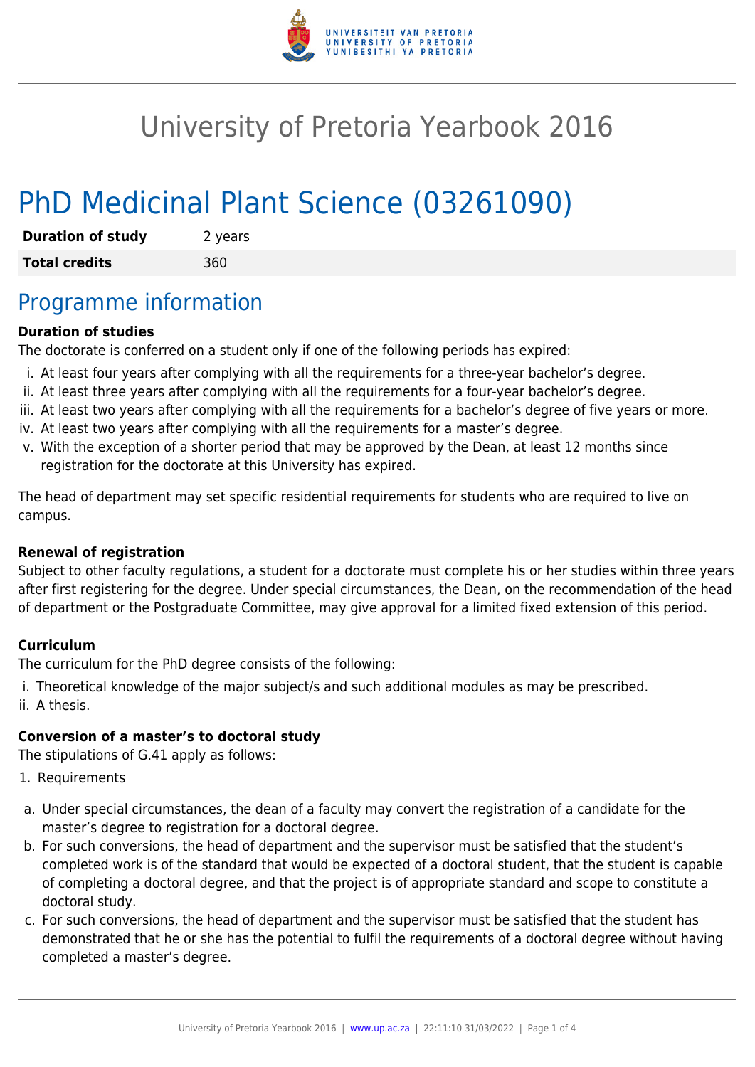# University of Pretoria Yearbook 2016

## PhD Medicinal Plant Science (03261090)

| **Duration of study** | 2 years |
| --- | --- |
| **Total credits** | 360 |

## Programme information

**Duration of studies**

The doctorate is conferred on a student only if one of the following periods has expired:

i. At least four years after complying with all the requirements for a three-year bachelor's degree.
ii. At least three years after complying with all the requirements for a four-year bachelor's degree.
iii. At least two years after complying with all the requirements for a bachelor's degree of five years or more.
iv. At least two years after complying with all the requirements for a master's degree.
v. With the exception of a shorter period that may be approved by the Dean, at least 12 months since registration for the doctorate at this University has expired.

The head of department may set specific residential requirements for students who are required to live on campus.

**Renewal of registration**

Subject to other faculty regulations, a student for a doctorate must complete his or her studies within three years after first registering for the degree. Under special circumstances, the Dean, on the recommendation of the head of department or the Postgraduate Committee, may give approval for a limited fixed extension of this period.

**Curriculum**

The curriculum for the PhD degree consists of the following:

i. Theoretical knowledge of the major subject/s and such additional modules as may be prescribed.
ii. A thesis.

**Conversion of a master's to doctoral study**

The stipulations of G.41 apply as follows:

1. Requirements

a. Under special circumstances, the dean of a faculty may convert the registration of a candidate for the master's degree to registration for a doctoral degree.
b. For such conversions, the head of department and the supervisor must be satisfied that the student's completed work is of the standard that would be expected of a doctoral student, that the student is capable of completing a doctoral degree, and that the project is of appropriate standard and scope to constitute a doctoral study.
c. For such conversions, the head of department and the supervisor must be satisfied that the student has demonstrated that he or she has the potential to fulfil the requirements of a doctoral degree without having completed a master's degree.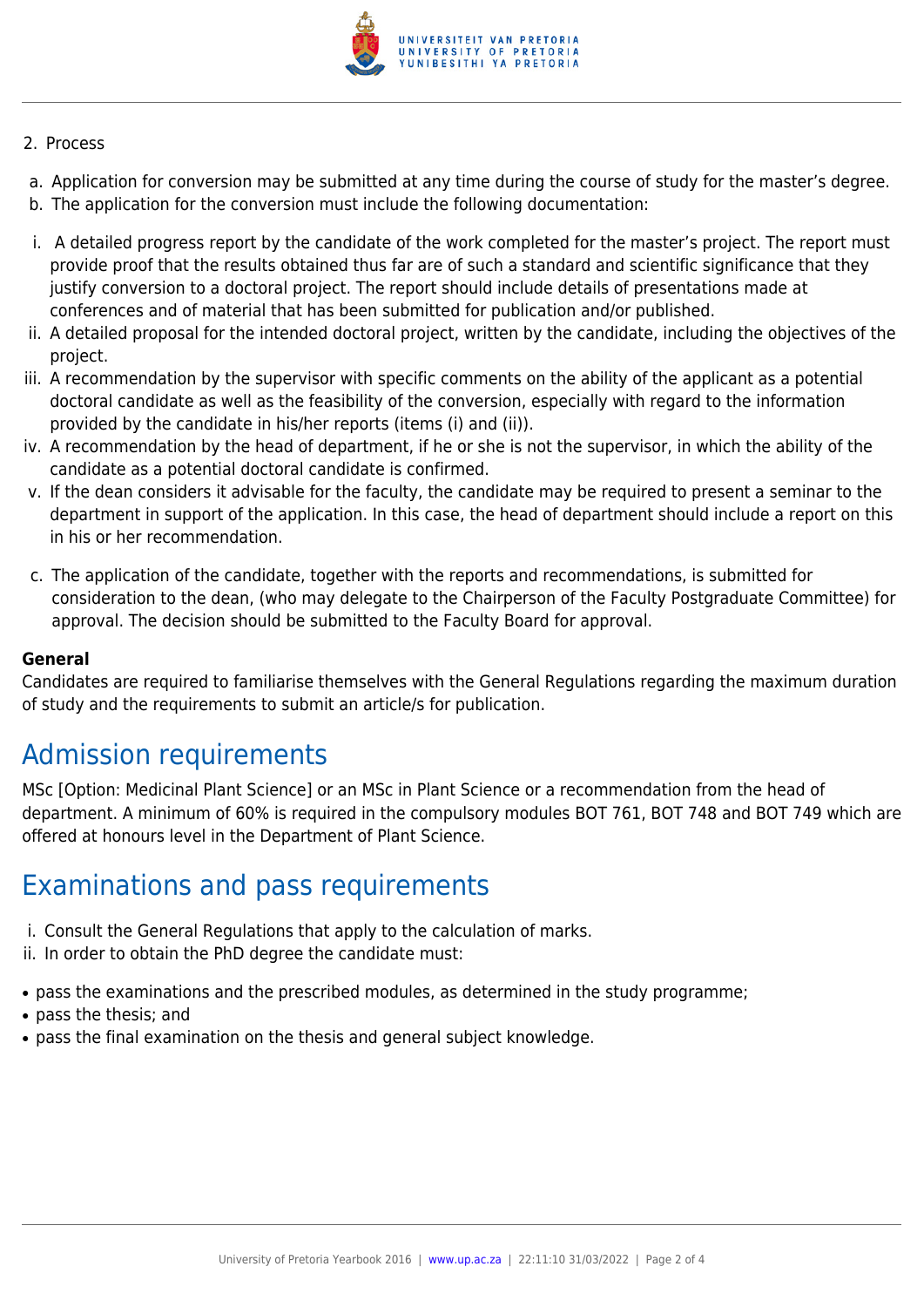2. Process

a. Application for conversion may be submitted at any time during the course of study for the master's degree.
b. The application for the conversion must include the following documentation:

i. A detailed progress report by the candidate of the work completed for the master's project. The report must provide proof that the results obtained thus far are of such a standard and scientific significance that they justify conversion to a doctoral project. The report should include details of presentations made at conferences and of material that has been submitted for publication and/or published.
ii. A detailed proposal for the intended doctoral project, written by the candidate, including the objectives of the project.
iii. A recommendation by the supervisor with specific comments on the ability of the applicant as a potential doctoral candidate as well as the feasibility of the conversion, especially with regard to the information provided by the candidate in his/her reports (items (i) and (ii)).
iv. A recommendation by the head of department, if he or she is not the supervisor, in which the ability of the candidate as a potential doctoral candidate is confirmed.
v. If the dean considers it advisable for the faculty, the candidate may be required to present a seminar to the department in support of the application. In this case, the head of department should include a report on this in his or her recommendation.

c. The application of the candidate, together with the reports and recommendations, is submitted for consideration to the dean, (who may delegate to the Chairperson of the Faculty Postgraduate Committee) for approval. The decision should be submitted to the Faculty Board for approval.

**General**
Candidates are required to familiarise themselves with the General Regulations regarding the maximum duration of study and the requirements to submit an article/s for publication.

# Admission requirements

MSc [Option: Medicinal Plant Science] or an MSc in Plant Science or a recommendation from the head of department. A minimum of 60% is required in the compulsory modules BOT 761, BOT 748 and BOT 749 which are offered at honours level in the Department of Plant Science.

# Examinations and pass requirements

i. Consult the General Regulations that apply to the calculation of marks.
ii. In order to obtain the PhD degree the candidate must:

- pass the examinations and the prescribed modules, as determined in the study programme;
- pass the thesis; and
- pass the final examination on the thesis and general subject knowledge.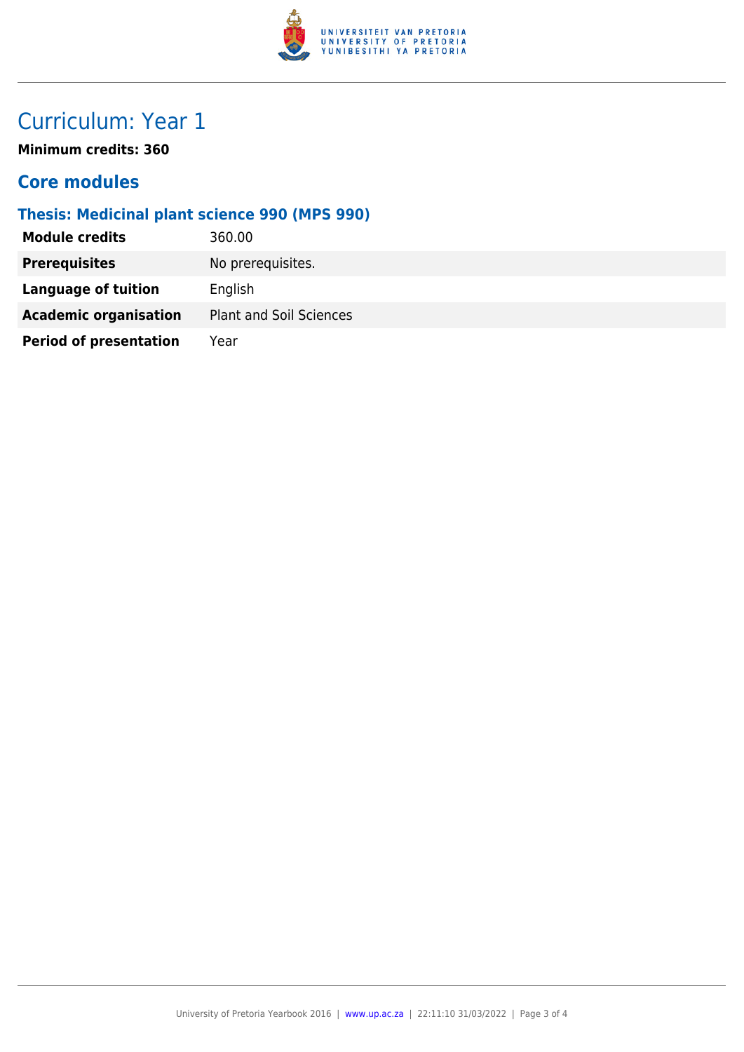# Curriculum: Year 1

**Minimum credits: 360**

## Core modules

### Thesis: Medicinal plant science 990 (MPS 990)

| | |
|---|---|
| **Module credits** | 360.00 |
| **Prerequisites** | No prerequisites. |
| **Language of tuition** | English |
| **Academic organisation** | Plant and Soil Sciences |
| **Period of presentation** | Year |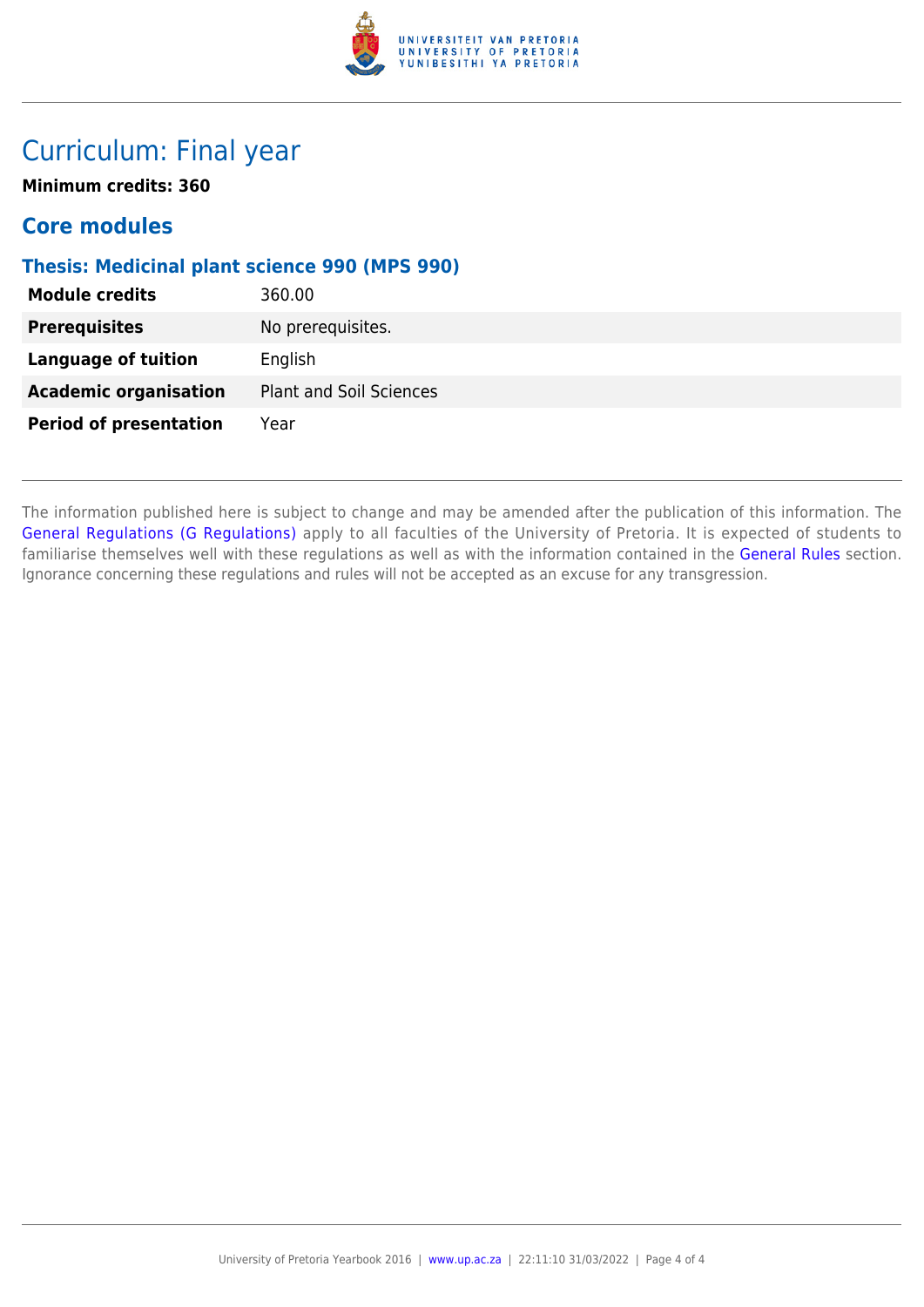# Curriculum: Final year

**Minimum credits: 360**

## Core modules

### Thesis: Medicinal plant science 990 (MPS 990)

| | |
|---|---|
| **Module credits** | 360.00 |
| **Prerequisites** | No prerequisites. |
| **Language of tuition** | English |
| **Academic organisation** | Plant and Soil Sciences |
| **Period of presentation** | Year |

The information published here is subject to change and may be amended after the publication of this information. The General Regulations (G Regulations) apply to all faculties of the University of Pretoria. It is expected of students to familiarise themselves well with these regulations as well as with the information contained in the General Rules section. Ignorance concerning these regulations and rules will not be accepted as an excuse for any transgression.